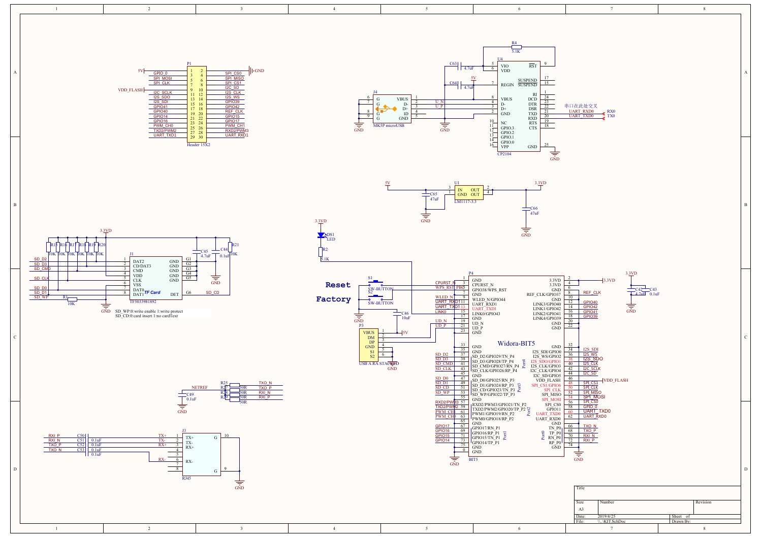Reset

Factory

串口在此处交叉

SD_WP:0:write enable 1:write protect
SD_CD:0:card insert 1:no cardText

Widora-BIT5

| | | | |
|---|---|---|---|
| Title | | | |
| Size | Number | | Revision |
| A3 | | | |
| Date: | 2019/4/25 | Sheet of | |
| File: | \\..\KIT.SchDoc | Drawn By: | |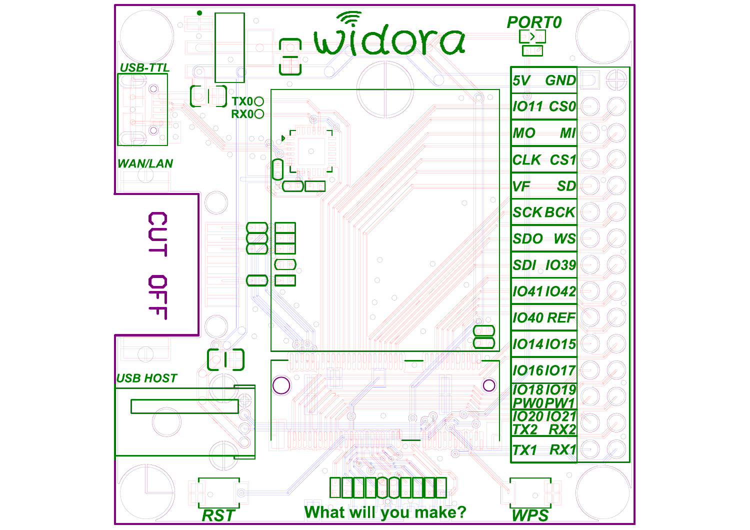widora

PORT0

USB-TTL

TX0

RX0

WAN/LAN

CUT OFF

USB HOST

RST

What will you make?

WPS

| | |
|---|---|
| 5V | GND |
| IO11 | CS0 |
| MO | MI |
| CLK | CS1 |
| VF | SD |
| SCK | BCK |
| SDO | WS |
| SDI | IO39 |
| IO41 | IO42 |
| IO40 | REF |
| IO14 | IO15 |
| IO16 | IO17 |
| IO18 PW0 | IO19 PW1 |
| IO20 TX2 | IO21 RX2 |
| TX1 | RX1 |